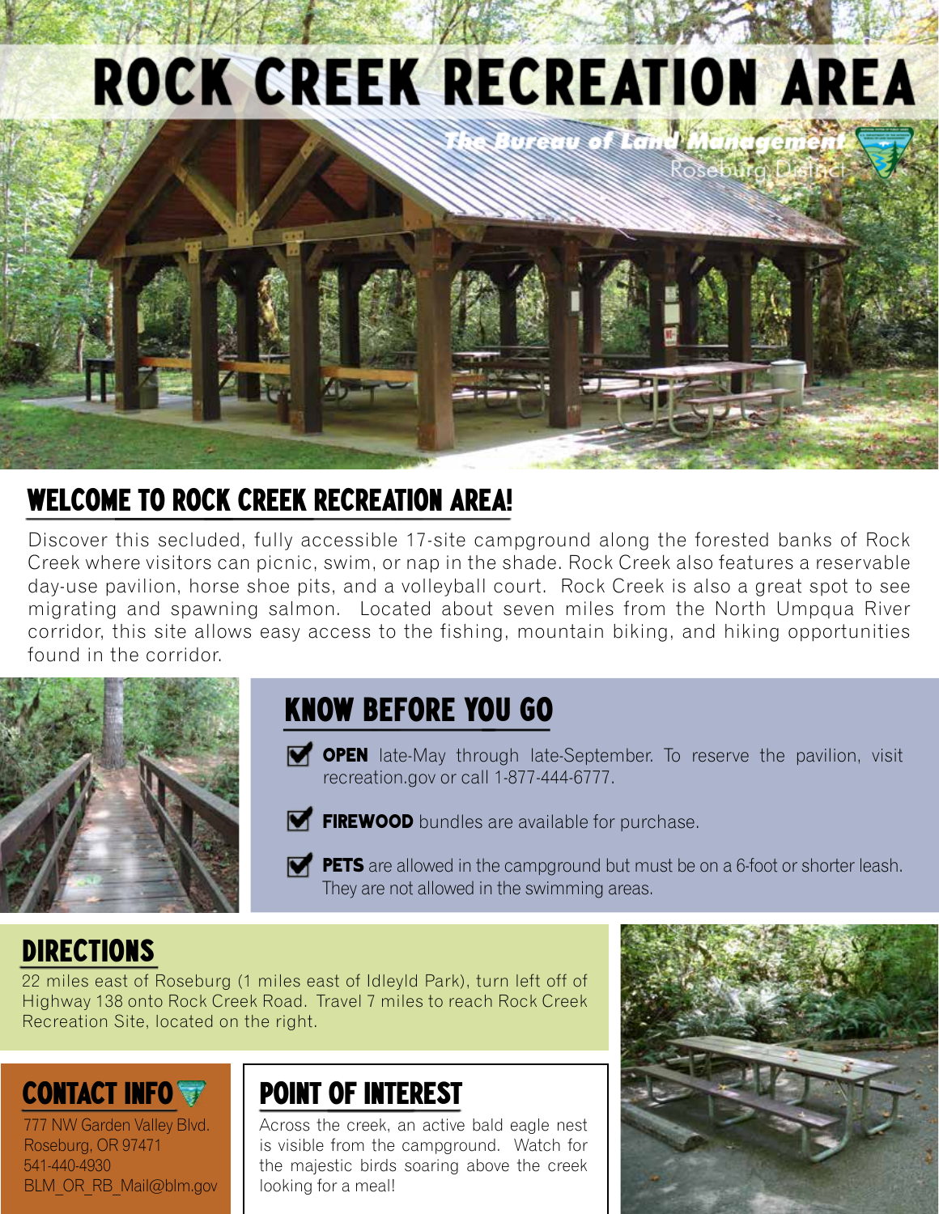# ROCK CREEK RECREATION AREA

*The Bureau of Land Management*
Roseburg District

## WELCOME TO ROCK CREEK RECREATION AREA!

Discover this secluded, fully accessible 17-site campground along the forested banks of Rock Creek where visitors can picnic, swim, or nap in the shade. Rock Creek also features a reservable day-use pavilion, horse shoe pits, and a volleyball court. Rock Creek is also a great spot to see migrating and spawning salmon. Located about seven miles from the North Umpqua River corridor, this site allows easy access to the fishing, mountain biking, and hiking opportunities found in the corridor.

## KNOW BEFORE YOU GO

- **OPEN** late-May through late-September. To reserve the pavilion, visit recreation.gov or call 1-877-444-6777.
- **FIREWOOD** bundles are available for purchase.
- **PETS** are allowed in the campground but must be on a 6-foot or shorter leash. They are not allowed in the swimming areas.

## DIRECTIONS

22 miles east of Roseburg (1 miles east of Idleyld Park), turn left off of Highway 138 onto Rock Creek Road. Travel 7 miles to reach Rock Creek Recreation Site, located on the right.

## CONTACT INFO

777 NW Garden Valley Blvd.
Roseburg, OR 97471
541-440-4930
BLM_OR_RB_Mail@blm.gov

## POINT OF INTEREST

Across the creek, an active bald eagle nest is visible from the campground. Watch for the majestic birds soaring above the creek looking for a meal!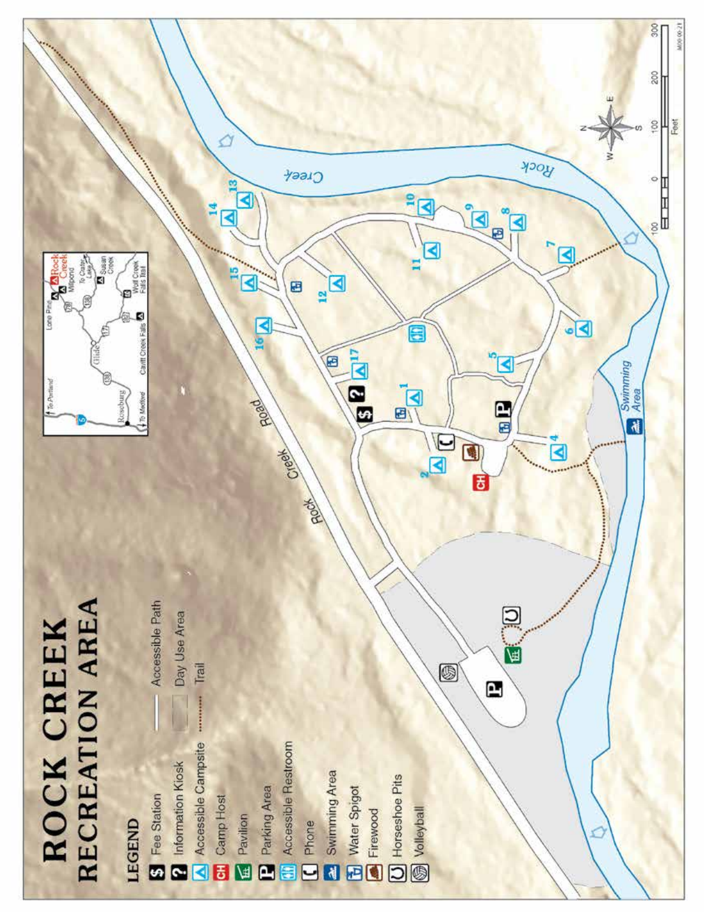# ROCK CREEK RECREATION AREA

## LEGEND

- Fee Station
- Information Kiosk
- Accessible Campsite
- Camp Host
- Pavilion
- Parking Area
- Accessible Restroom
- Phone
- Swimming Area
- Water Spigot
- Firewood
- Horseshoe Pits
- Volleyball

- Accessible Path
- Day Use Area
- Trail

Rock Creek Road

Rock Creek

Swimming Area

1
2
4
5
6
7
8
9
10
11
12
13
14
15
16
17

CH

To Portland
Roseburg
To Medford
Glide
Lone Pine
Rock Creek
Millpond
To Crater Lake
Susan Creek
Wolf Creek Falls Trail
Cavitt Creek Falls
5
138
138
17
78
27

N
E
S
W

100 0 100 200 300
Feet